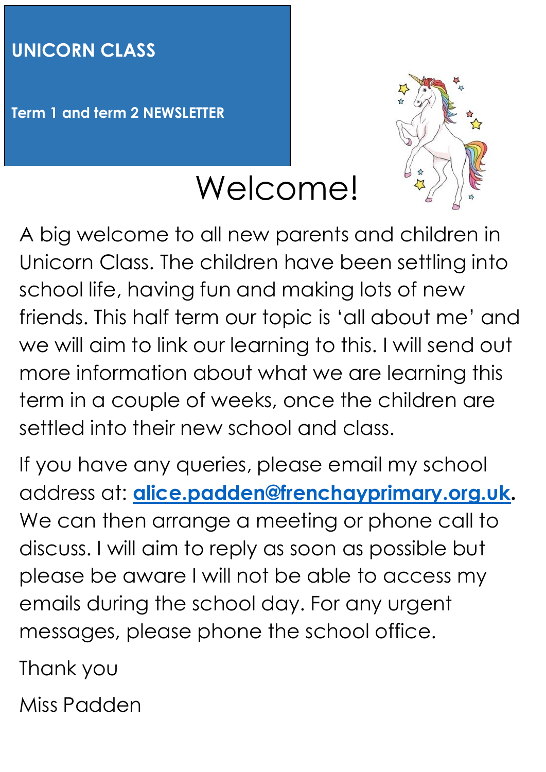# UNICORN CLASS

**Term 1 and term 2 NEWSLETTER**

## Welcome!

A big welcome to all new parents and children in Unicorn Class. The children have been settling into school life, having fun and making lots of new friends. This half term our topic is 'all about me' and we will aim to link our learning to this. I will send out more information about what we are learning this term in a couple of weeks, once the children are settled into their new school and class.

If you have any queries, please email my school address at: **alice.padden@frenchayprimary.org.uk.** We can then arrange a meeting or phone call to discuss. I will aim to reply as soon as possible but please be aware I will not be able to access my emails during the school day. For any urgent messages, please phone the school office.

Thank you

Miss Padden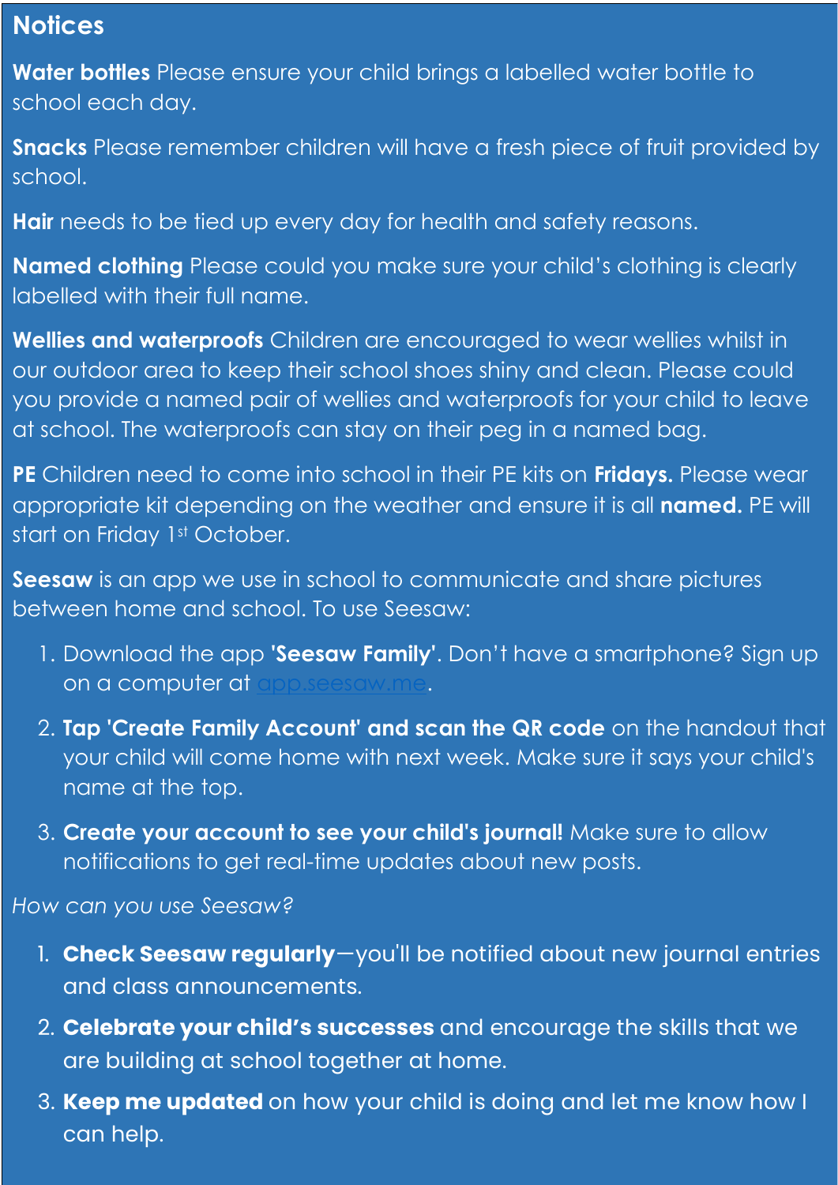## Notices

**Water bottles** Please ensure your child brings a labelled water bottle to school each day.

**Snacks** Please remember children will have a fresh piece of fruit provided by school.

**Hair** needs to be tied up every day for health and safety reasons.

**Named clothing** Please could you make sure your child's clothing is clearly labelled with their full name.

**Wellies and waterproofs** Children are encouraged to wear wellies whilst in our outdoor area to keep their school shoes shiny and clean. Please could you provide a named pair of wellies and waterproofs for your child to leave at school. The waterproofs can stay on their peg in a named bag.

**PE** Children need to come into school in their PE kits on **Fridays.** Please wear appropriate kit depending on the weather and ensure it is all **named.** PE will start on Friday 1st October.

**Seesaw** is an app we use in school to communicate and share pictures between home and school. To use Seesaw:

1. Download the app **'Seesaw Family'**. Don't have a smartphone? Sign up on a computer at app.seesaw.me.
2. **Tap 'Create Family Account' and scan the QR code** on the handout that your child will come home with next week. Make sure it says your child's name at the top.
3. **Create your account to see your child's journal!** Make sure to allow notifications to get real-time updates about new posts.

*How can you use Seesaw?*

1. **Check Seesaw regularly**—you'll be notified about new journal entries and class announcements.
2. **Celebrate your child's successes** and encourage the skills that we are building at school together at home.
3. **Keep me updated** on how your child is doing and let me know how I can help.